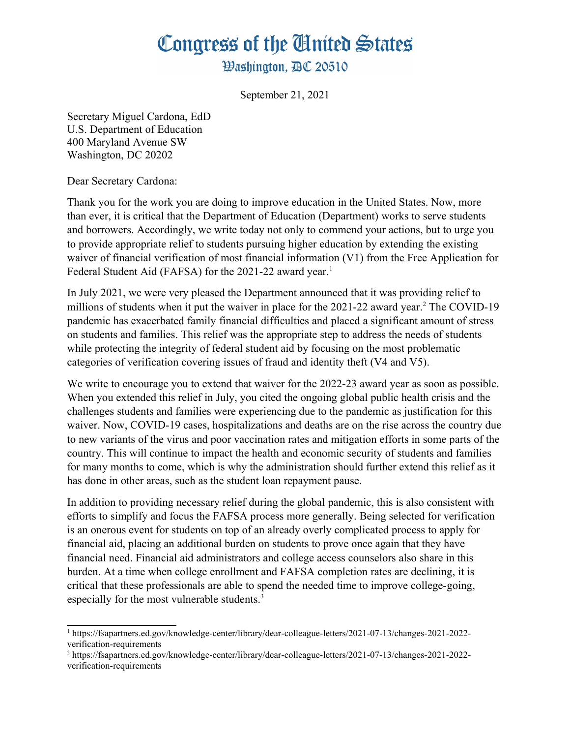# Congress of the United States

## Washington, DC 20510

September 21, 2021

Secretary Miguel Cardona, EdD
U.S. Department of Education
400 Maryland Avenue SW
Washington, DC 20202

Dear Secretary Cardona:

Thank you for the work you are doing to improve education in the United States. Now, more than ever, it is critical that the Department of Education (Department) works to serve students and borrowers. Accordingly, we write today not only to commend your actions, but to urge you to provide appropriate relief to students pursuing higher education by extending the existing waiver of financial verification of most financial information (V1) from the Free Application for Federal Student Aid (FAFSA) for the 2021-22 award year.[1]

In July 2021, we were very pleased the Department announced that it was providing relief to millions of students when it put the waiver in place for the 2021-22 award year.[2] The COVID-19 pandemic has exacerbated family financial difficulties and placed a significant amount of stress on students and families. This relief was the appropriate step to address the needs of students while protecting the integrity of federal student aid by focusing on the most problematic categories of verification covering issues of fraud and identity theft (V4 and V5).

We write to encourage you to extend that waiver for the 2022-23 award year as soon as possible. When you extended this relief in July, you cited the ongoing global public health crisis and the challenges students and families were experiencing due to the pandemic as justification for this waiver. Now, COVID-19 cases, hospitalizations and deaths are on the rise across the country due to new variants of the virus and poor vaccination rates and mitigation efforts in some parts of the country. This will continue to impact the health and economic security of students and families for many months to come, which is why the administration should further extend this relief as it has done in other areas, such as the student loan repayment pause.

In addition to providing necessary relief during the global pandemic, this is also consistent with efforts to simplify and focus the FAFSA process more generally. Being selected for verification is an onerous event for students on top of an already overly complicated process to apply for financial aid, placing an additional burden on students to prove once again that they have financial need. Financial aid administrators and college access counselors also share in this burden. At a time when college enrollment and FAFSA completion rates are declining, it is critical that these professionals are able to spend the needed time to improve college-going, especially for the most vulnerable students.[3]

---

[1] https://fsapartners.ed.gov/knowledge-center/library/dear-colleague-letters/2021-07-13/changes-2021-2022-verification-requirements

[2] https://fsapartners.ed.gov/knowledge-center/library/dear-colleague-letters/2021-07-13/changes-2021-2022-verification-requirements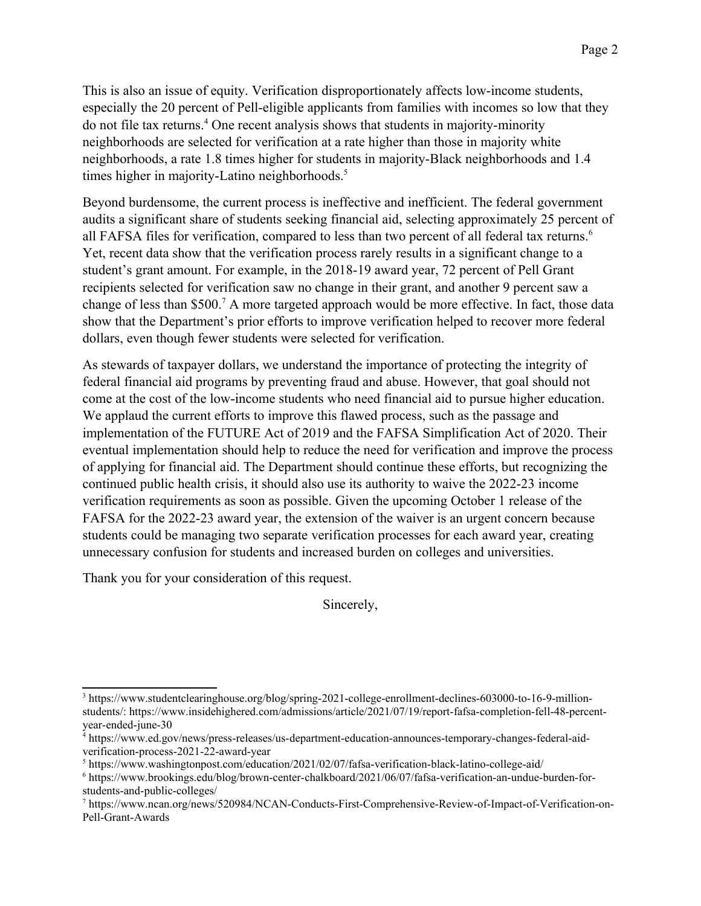This is also an issue of equity. Verification disproportionately affects low-income students, especially the 20 percent of Pell-eligible applicants from families with incomes so low that they do not file tax returns.[4] One recent analysis shows that students in majority-minority neighborhoods are selected for verification at a rate higher than those in majority white neighborhoods, a rate 1.8 times higher for students in majority-Black neighborhoods and 1.4 times higher in majority-Latino neighborhoods.[5]

Beyond burdensome, the current process is ineffective and inefficient. The federal government audits a significant share of students seeking financial aid, selecting approximately 25 percent of all FAFSA files for verification, compared to less than two percent of all federal tax returns.[6] Yet, recent data show that the verification process rarely results in a significant change to a student's grant amount. For example, in the 2018-19 award year, 72 percent of Pell Grant recipients selected for verification saw no change in their grant, and another 9 percent saw a change of less than $500.[7] A more targeted approach would be more effective. In fact, those data show that the Department's prior efforts to improve verification helped to recover more federal dollars, even though fewer students were selected for verification.

As stewards of taxpayer dollars, we understand the importance of protecting the integrity of federal financial aid programs by preventing fraud and abuse. However, that goal should not come at the cost of the low-income students who need financial aid to pursue higher education. We applaud the current efforts to improve this flawed process, such as the passage and implementation of the FUTURE Act of 2019 and the FAFSA Simplification Act of 2020. Their eventual implementation should help to reduce the need for verification and improve the process of applying for financial aid. The Department should continue these efforts, but recognizing the continued public health crisis, it should also use its authority to waive the 2022-23 income verification requirements as soon as possible. Given the upcoming October 1 release of the FAFSA for the 2022-23 award year, the extension of the waiver is an urgent concern because students could be managing two separate verification processes for each award year, creating unnecessary confusion for students and increased burden on colleges and universities.

Thank you for your consideration of this request.

Sincerely,

---

[3] https://www.studentclearinghouse.org/blog/spring-2021-college-enrollment-declines-603000-to-16-9-million-students/: https://www.insidehighered.com/admissions/article/2021/07/19/report-fafsa-completion-fell-48-percent-year-ended-june-30

[4] https://www.ed.gov/news/press-releases/us-department-education-announces-temporary-changes-federal-aid-verification-process-2021-22-award-year

[5] https://www.washingtonpost.com/education/2021/02/07/fafsa-verification-black-latino-college-aid/

[6] https://www.brookings.edu/blog/brown-center-chalkboard/2021/06/07/fafsa-verification-an-undue-burden-for-students-and-public-colleges/

[7] https://www.ncan.org/news/520984/NCAN-Conducts-First-Comprehensive-Review-of-Impact-of-Verification-on-Pell-Grant-Awards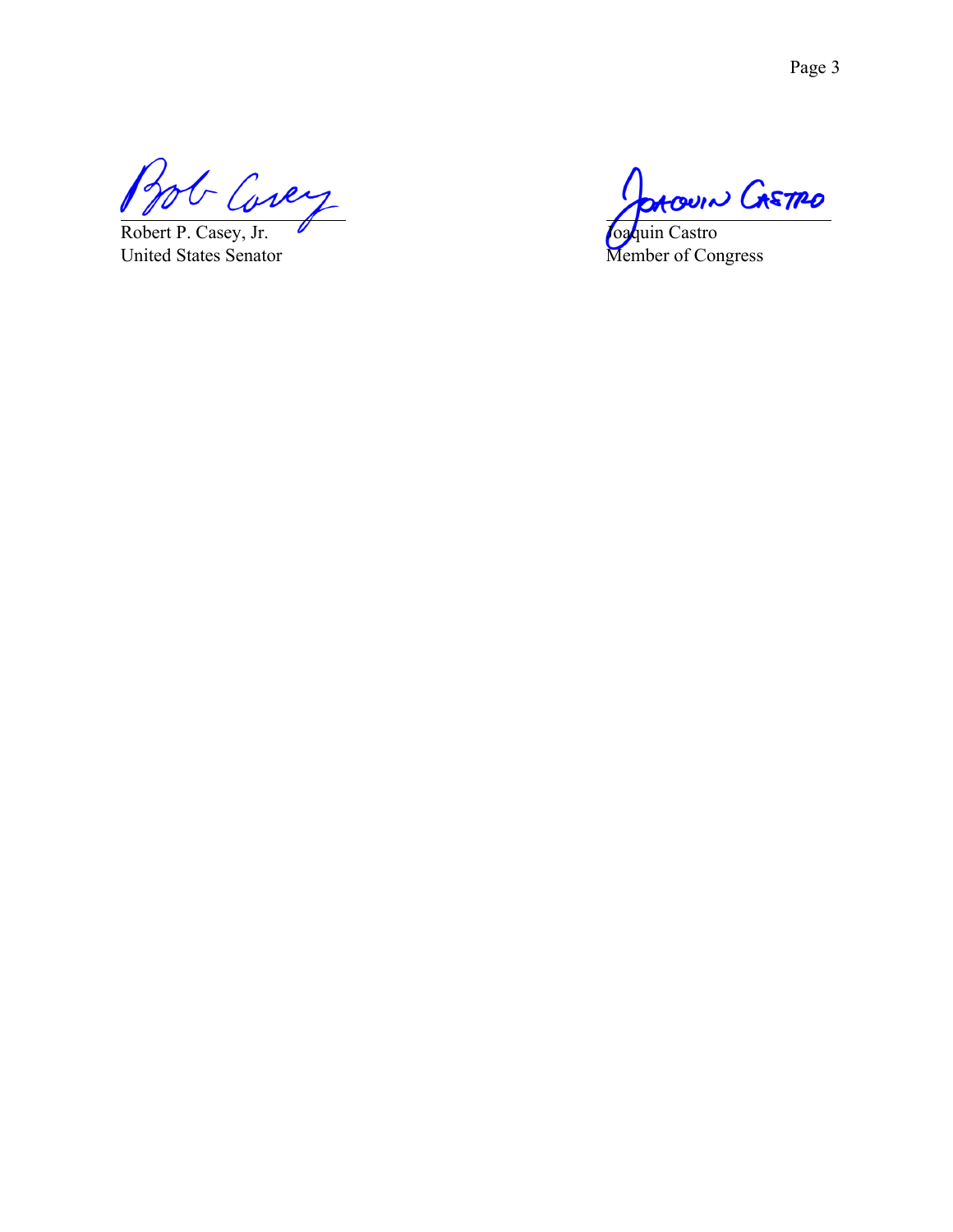Robert P. Casey, Jr.
United States Senator

Joaquin Castro
Member of Congress